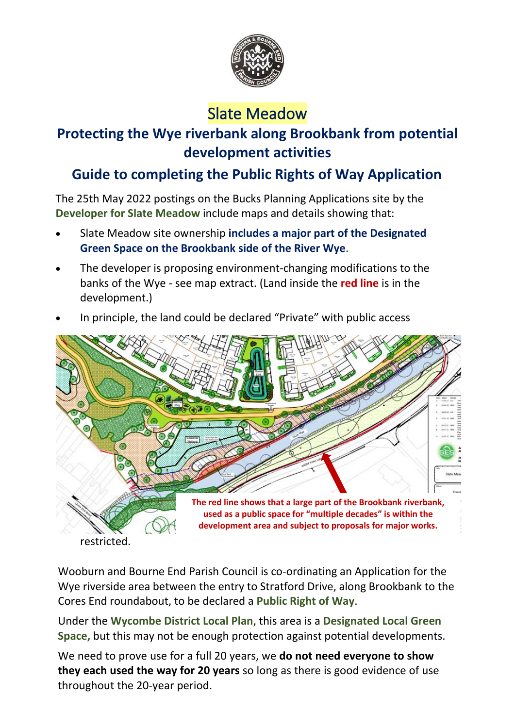# Slate Meadow

## Protecting the Wye riverbank along Brookbank from potential development activities

## Guide to completing the Public Rights of Way Application

The 25th May 2022 postings on the Bucks Planning Applications site by the **Developer for Slate Meadow** include maps and details showing that:

- Slate Meadow site ownership **includes a major part of the Designated Green Space on the Brookbank side of the River Wye**.
- The developer is proposing environment-changing modifications to the banks of the Wye - see map extract. (Land inside the **red line** is in the development.)
- In principle, the land could be declared "Private" with public access restricted.

**The red line shows that a large part of the Brookbank riverbank, used as a public space for "multiple decades" is within the development area and subject to proposals for major works.**

Wooburn and Bourne End Parish Council is co-ordinating an Application for the Wye riverside area between the entry to Stratford Drive, along Brookbank to the Cores End roundabout, to be declared a **Public Right of Way**.

Under the **Wycombe District Local Plan**, this area is a **Designated Local Green Space,** but this may not be enough protection against potential developments.

We need to prove use for a full 20 years, we **do not need everyone to show they each used the way for 20 years** so long as there is good evidence of use throughout the 20-year period.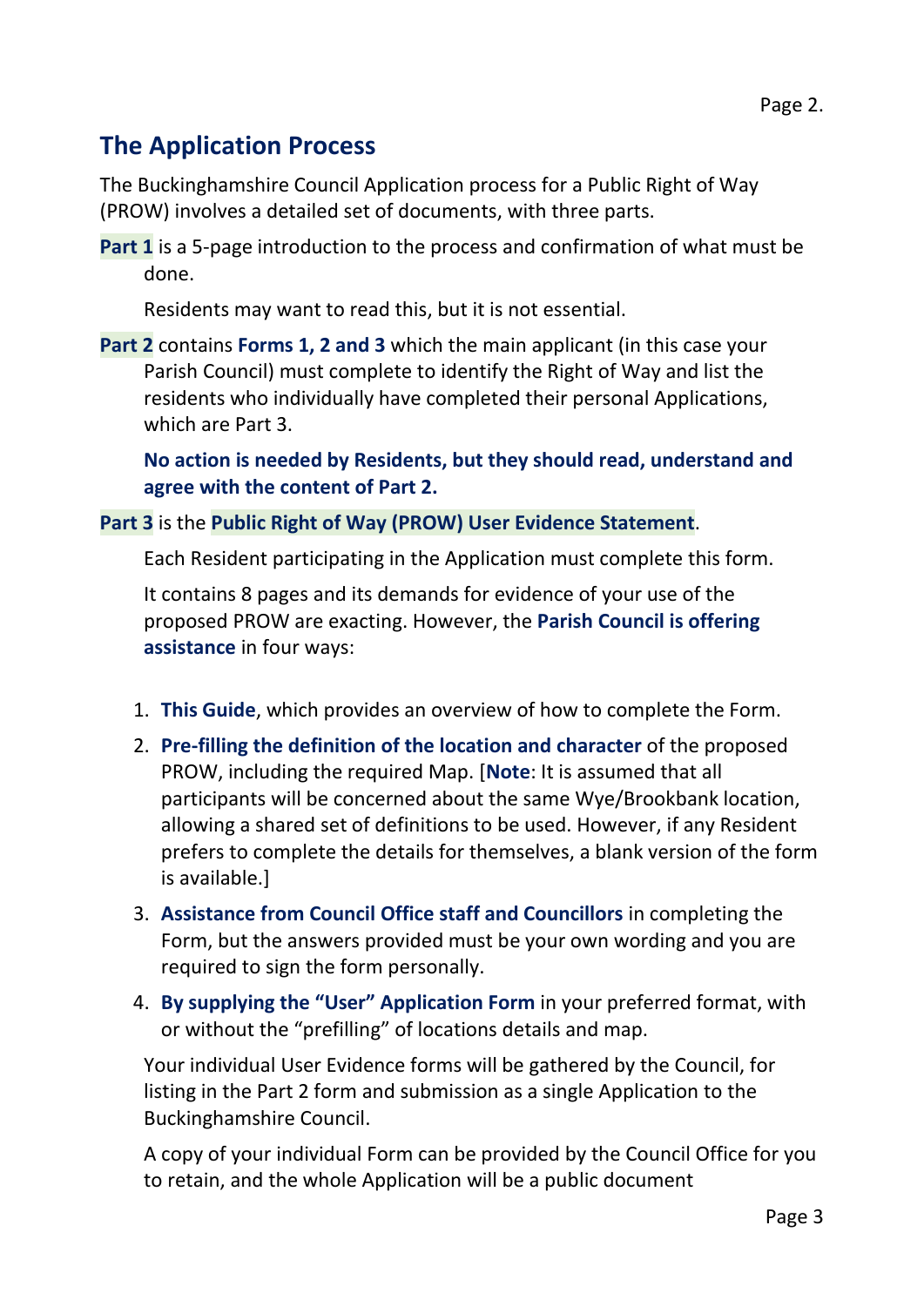## The Application Process

The Buckinghamshire Council Application process for a Public Right of Way (PROW) involves a detailed set of documents, with three parts.

**Part 1** is a 5-page introduction to the process and confirmation of what must be done.

Residents may want to read this, but it is not essential.

**Part 2** contains **Forms 1, 2 and 3** which the main applicant (in this case your Parish Council) must complete to identify the Right of Way and list the residents who individually have completed their personal Applications, which are Part 3.

**No action is needed by Residents, but they should read, understand and agree with the content of Part 2.**

**Part 3** is the **Public Right of Way (PROW) User Evidence Statement**.

Each Resident participating in the Application must complete this form.

It contains 8 pages and its demands for evidence of your use of the proposed PROW are exacting. However, the **Parish Council is offering assistance** in four ways:

1. **This Guide**, which provides an overview of how to complete the Form.
2. **Pre-filling the definition of the location and character** of the proposed PROW, including the required Map. [**Note**: It is assumed that all participants will be concerned about the same Wye/Brookbank location, allowing a shared set of definitions to be used. However, if any Resident prefers to complete the details for themselves, a blank version of the form is available.]
3. **Assistance from Council Office staff and Councillors** in completing the Form, but the answers provided must be your own wording and you are required to sign the form personally.
4. **By supplying the "User" Application Form** in your preferred format, with or without the "prefilling" of locations details and map.

Your individual User Evidence forms will be gathered by the Council, for listing in the Part 2 form and submission as a single Application to the Buckinghamshire Council.

A copy of your individual Form can be provided by the Council Office for you to retain, and the whole Application will be a public document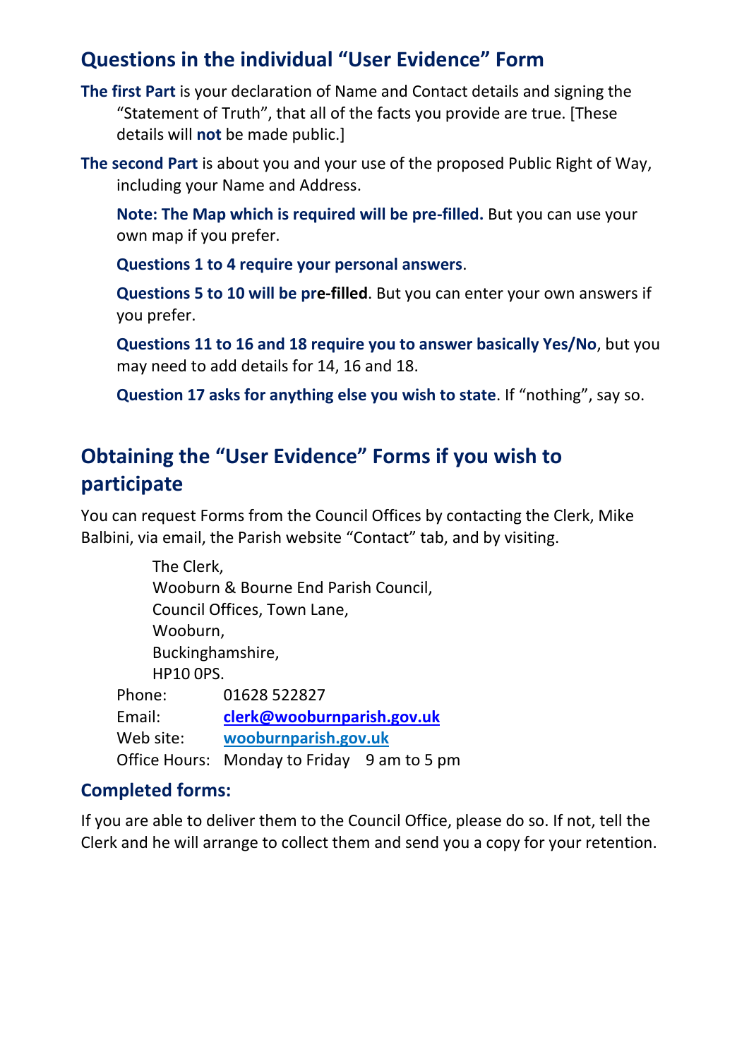## Questions in the individual “User Evidence” Form

**The first Part** is your declaration of Name and Contact details and signing the “Statement of Truth”, that all of the facts you provide are true. [These details will **not** be made public.]

**The second Part** is about you and your use of the proposed Public Right of Way, including your Name and Address.

**Note: The Map which is required will be pre-filled.** But you can use your own map if you prefer.

**Questions 1 to 4 require your personal answers**.

**Questions 5 to 10 will be pre-filled**. But you can enter your own answers if you prefer.

**Questions 11 to 16 and 18 require you to answer basically Yes/No**, but you may need to add details for 14, 16 and 18.

**Question 17 asks for anything else you wish to state**. If “nothing”, say so.

## Obtaining the “User Evidence” Forms if you wish to participate

You can request Forms from the Council Offices by contacting the Clerk, Mike Balbini, via email, the Parish website “Contact” tab, and by visiting.

The Clerk,
Wooburn & Bourne End Parish Council,
Council Offices, Town Lane,
Wooburn,
Buckinghamshire,
HP10 0PS.

Phone: 01628 522827
Email: clerk@wooburnparish.gov.uk
Web site: wooburnparish.gov.uk
Office Hours: Monday to Friday 9 am to 5 pm

### Completed forms:

If you are able to deliver them to the Council Office, please do so. If not, tell the Clerk and he will arrange to collect them and send you a copy for your retention.